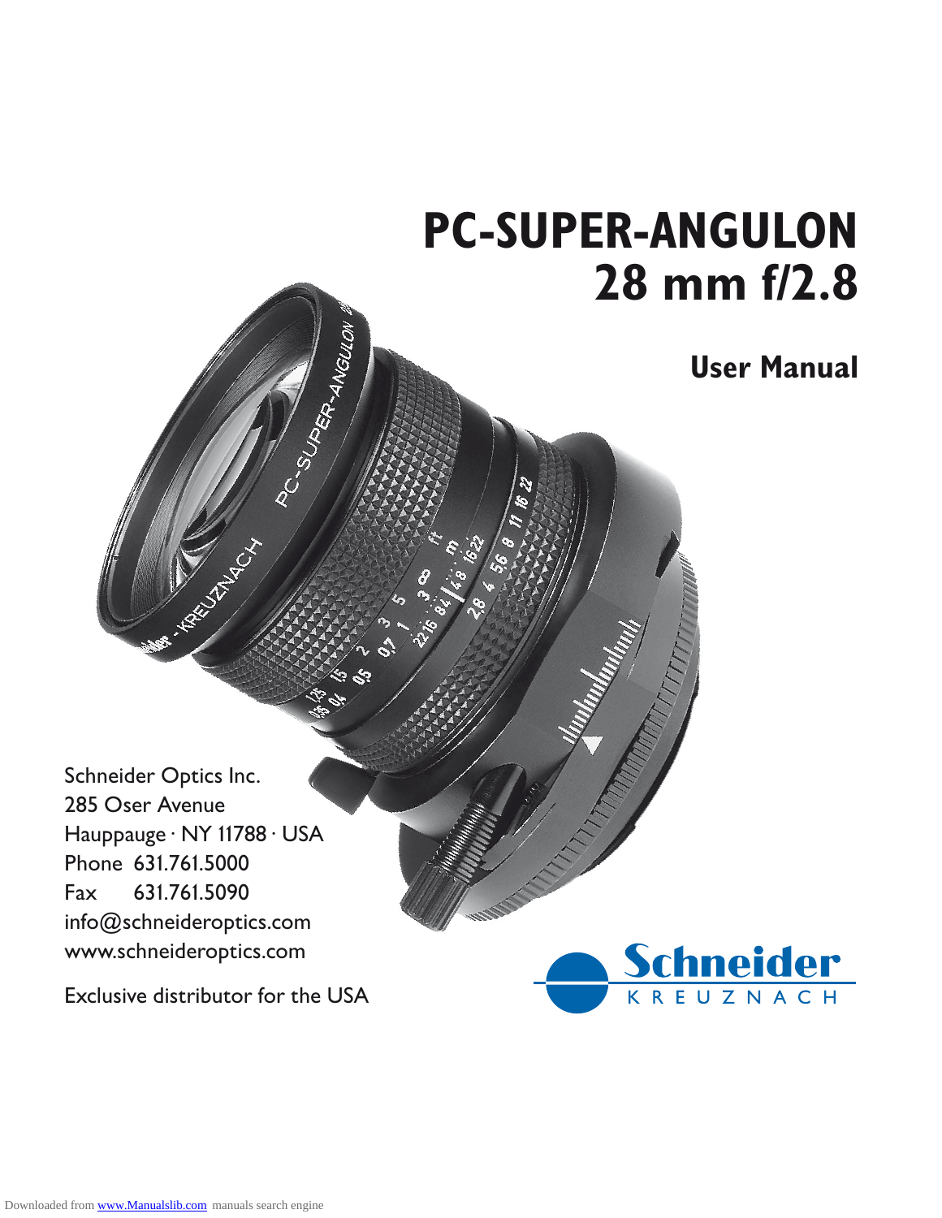# PC-SUPER-ANGULON 28 mm f/2.8

## User Manual

Schneider Optics Inc.
285 Oser Avenue
Hauppauge · NY 11788 · USA
Phone 631.761.5000
Fax 631.761.5090
info@schneideroptics.com
www.schneideroptics.com

Exclusive distributor for the USA

Schneider KREUZNACH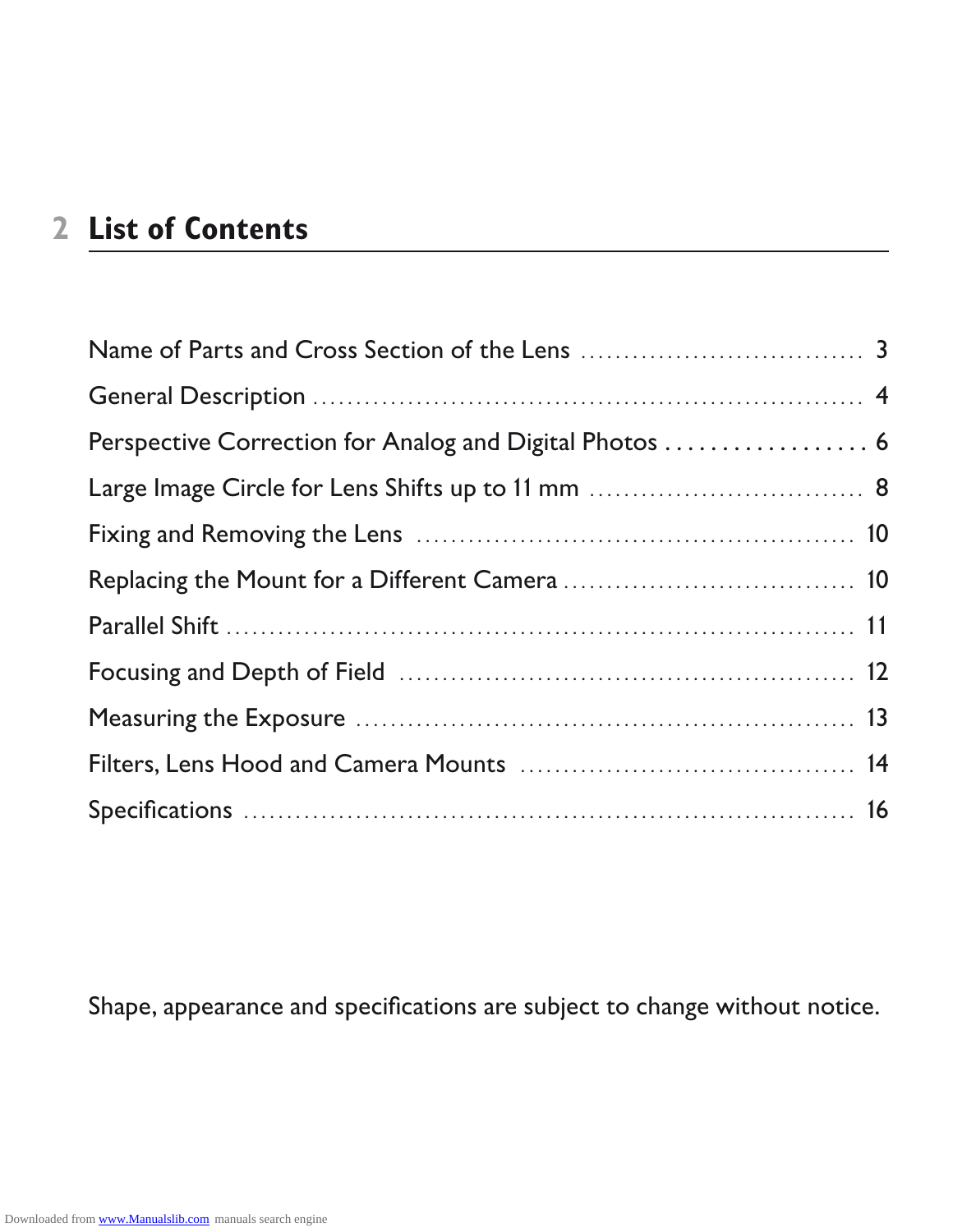# List of Contents

| Section | Page |
|---|---|
| Name of Parts and Cross Section of the Lens | 3 |
| General Description | 4 |
| Perspective Correction for Analog and Digital Photos | 6 |
| Large Image Circle for Lens Shifts up to 11 mm | 8 |
| Fixing and Removing the Lens | 10 |
| Replacing the Mount for a Different Camera | 10 |
| Parallel Shift | 11 |
| Focusing and Depth of Field | 12 |
| Measuring the Exposure | 13 |
| Filters, Lens Hood and Camera Mounts | 14 |
| Specifications | 16 |

Shape, appearance and specifications are subject to change without notice.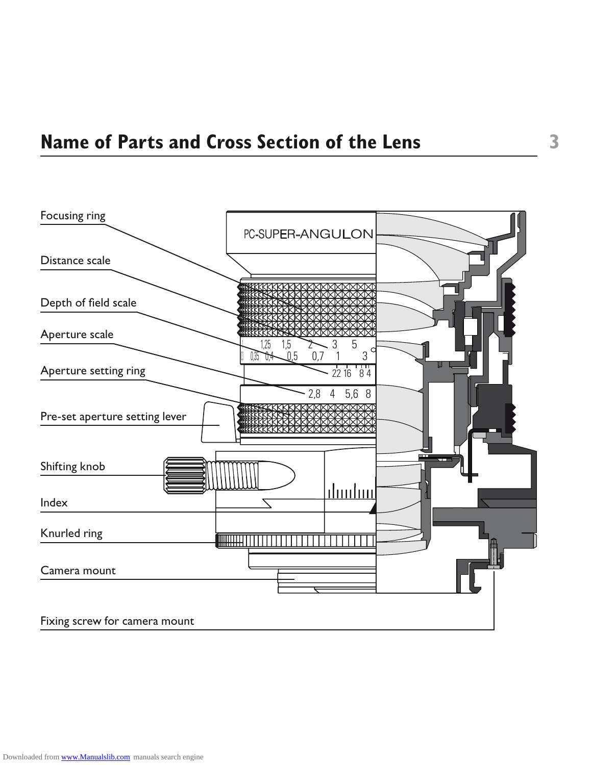# Name of Parts and Cross Section of the Lens

Focusing ring

Distance scale

Depth of field scale

Aperture scale

Aperture setting ring

Pre-set aperture setting lever

Shifting knob

Index

Knurled ring

Camera mount

Fixing screw for camera mount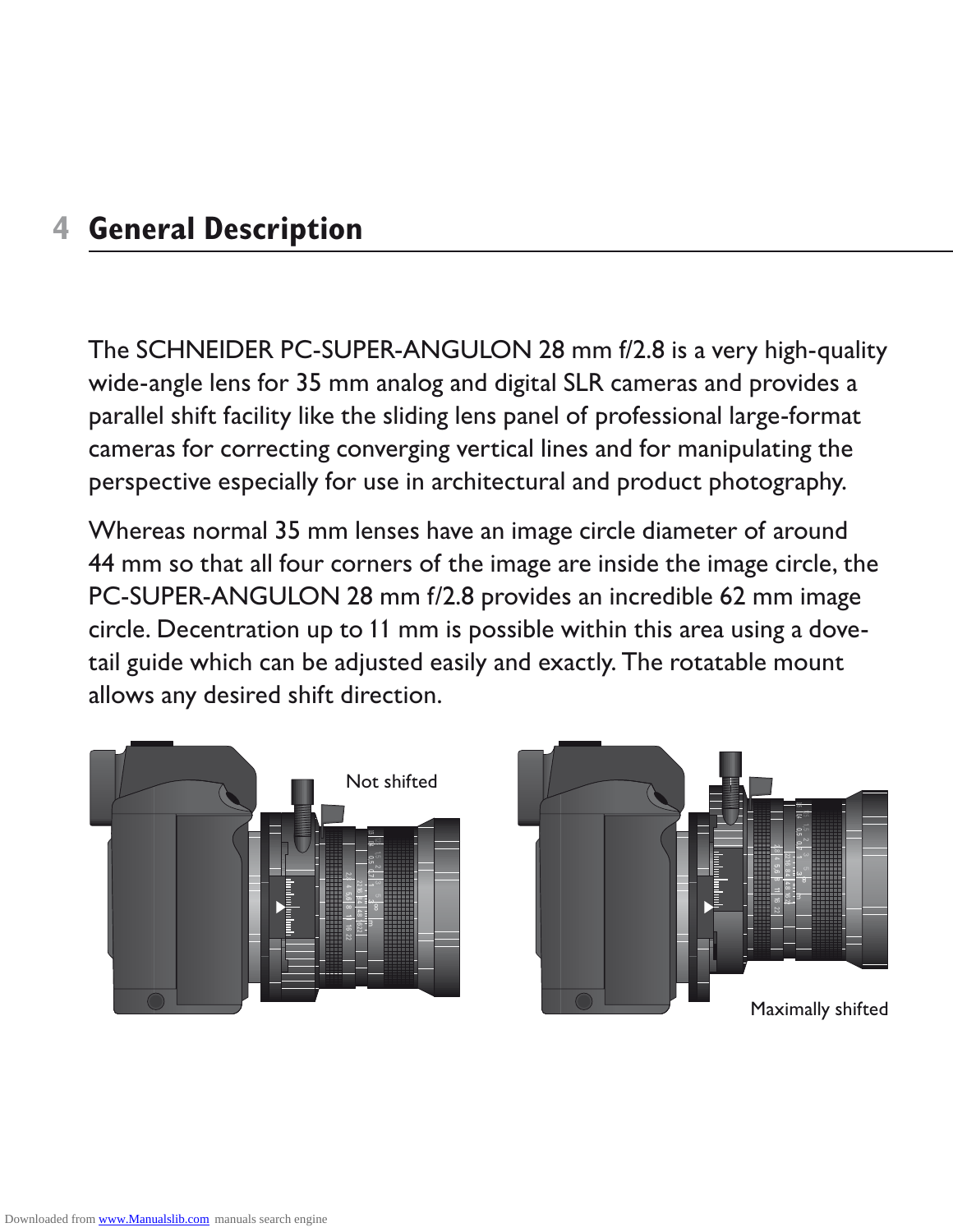# 4 General Description

The SCHNEIDER PC-SUPER-ANGULON 28 mm f/2.8 is a very high-quality wide-angle lens for 35 mm analog and digital SLR cameras and provides a parallel shift facility like the sliding lens panel of professional large-format cameras for correcting converging vertical lines and for manipulating the perspective especially for use in architectural and product photography.

Whereas normal 35 mm lenses have an image circle diameter of around 44 mm so that all four corners of the image are inside the image circle, the PC-SUPER-ANGULON 28 mm f/2.8 provides an incredible 62 mm image circle. Decentration up to 11 mm is possible within this area using a dove-tail guide which can be adjusted easily and exactly. The rotatable mount allows any desired shift direction.

Not shifted

Maximally shifted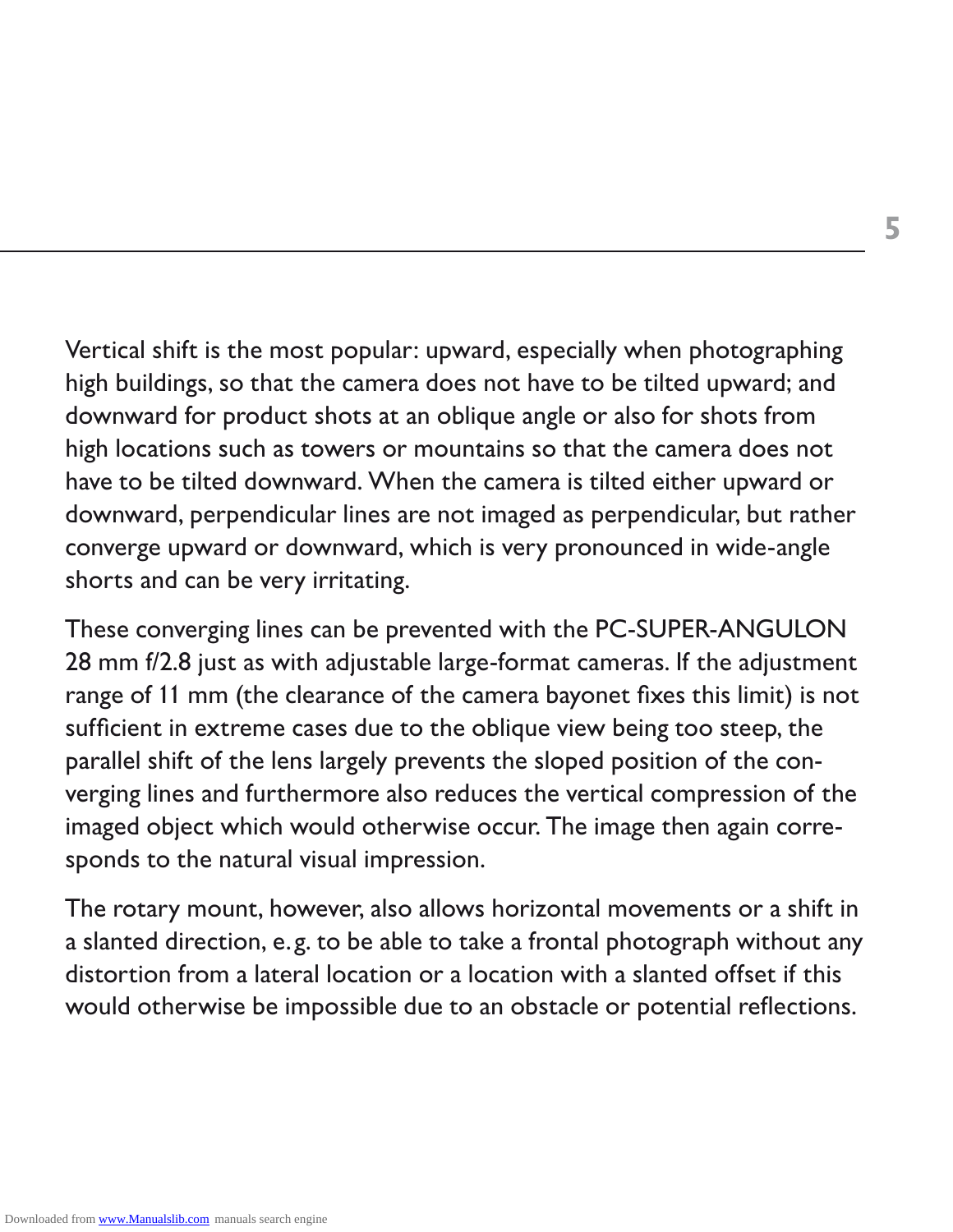Vertical shift is the most popular: upward, especially when photographing high buildings, so that the camera does not have to be tilted upward; and downward for product shots at an oblique angle or also for shots from high locations such as towers or mountains so that the camera does not have to be tilted downward. When the camera is tilted either upward or downward, perpendicular lines are not imaged as perpendicular, but rather converge upward or downward, which is very pronounced in wide-angle shorts and can be very irritating.

These converging lines can be prevented with the PC-SUPER-ANGULON 28 mm f/2.8 just as with adjustable large-format cameras. If the adjustment range of 11 mm (the clearance of the camera bayonet fixes this limit) is not sufficient in extreme cases due to the oblique view being too steep, the parallel shift of the lens largely prevents the sloped position of the converging lines and furthermore also reduces the vertical compression of the imaged object which would otherwise occur. The image then again corresponds to the natural visual impression.

The rotary mount, however, also allows horizontal movements or a shift in a slanted direction, e. g. to be able to take a frontal photograph without any distortion from a lateral location or a location with a slanted offset if this would otherwise be impossible due to an obstacle or potential reflections.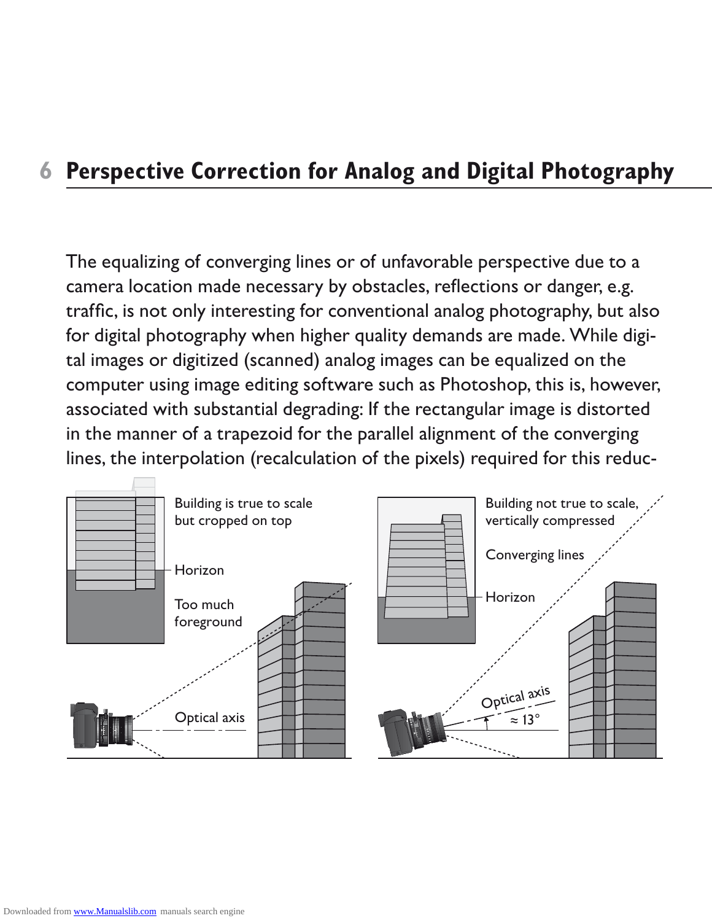# 6 Perspective Correction for Analog and Digital Photography

The equalizing of converging lines or of unfavorable perspective due to a camera location made necessary by obstacles, reflections or danger, e.g. traffic, is not only interesting for conventional analog photography, but also for digital photography when higher quality demands are made. While digital images or digitized (scanned) analog images can be equalized on the computer using image editing software such as Photoshop, this is, however, associated with substantial degrading: If the rectangular image is distorted in the manner of a trapezoid for the parallel alignment of the converging lines, the interpolation (recalculation of the pixels) required for this reduc-

Building is true to scale but cropped on top

Horizon

Too much foreground

Optical axis

Building not true to scale, vertically compressed

Converging lines

Horizon

Optical axis

≈ 13°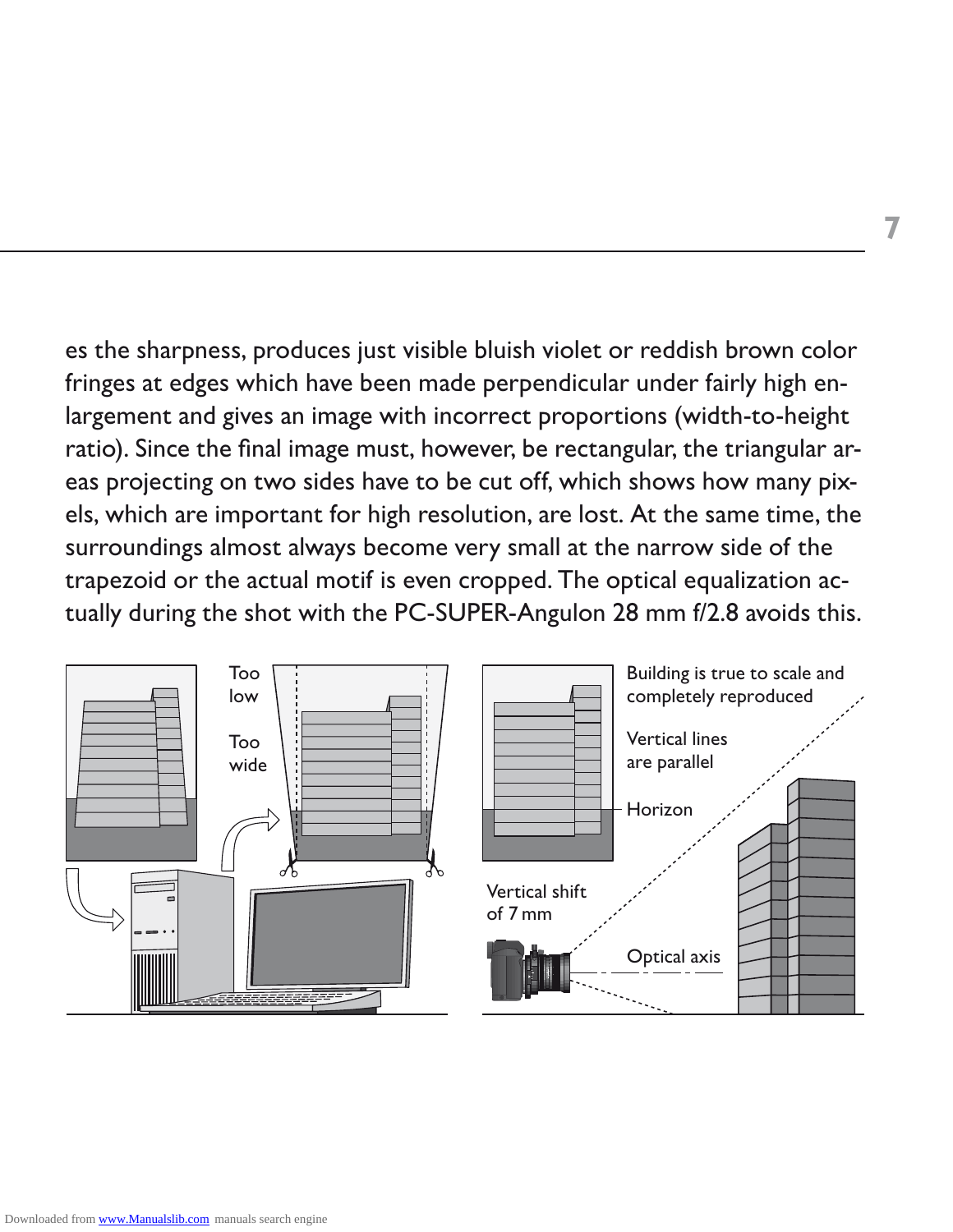es the sharpness, produces just visible bluish violet or reddish brown color fringes at edges which have been made perpendicular under fairly high enlargement and gives an image with incorrect proportions (width-to-height ratio). Since the final image must, however, be rectangular, the triangular areas projecting on two sides have to be cut off, which shows how many pixels, which are important for high resolution, are lost. At the same time, the surroundings almost always become very small at the narrow side of the trapezoid or the actual motif is even cropped. The optical equalization actually during the shot with the PC-SUPER-Angulon 28 mm f/2.8 avoids this.

Too low

Too wide

Building is true to scale and completely reproduced

Vertical lines are parallel

Horizon

Vertical shift of 7 mm

Optical axis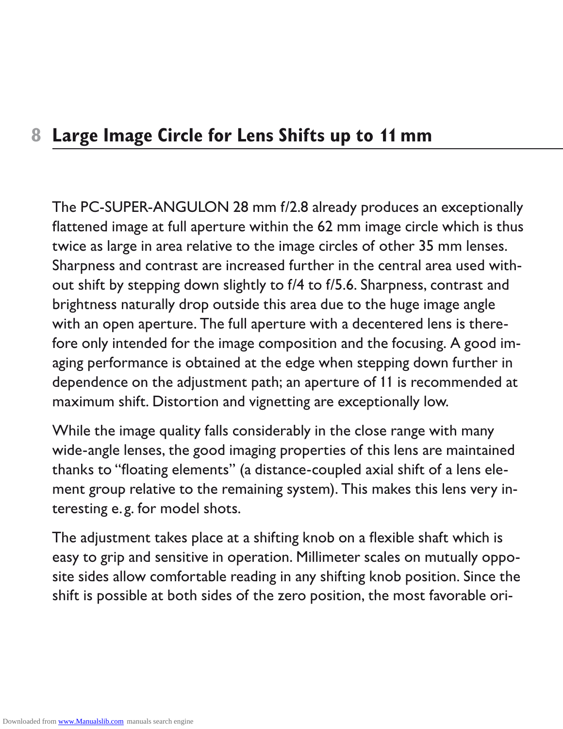## 8 Large Image Circle for Lens Shifts up to 11 mm

The PC-SUPER-ANGULON 28 mm f/2.8 already produces an exceptionally flattened image at full aperture within the 62 mm image circle which is thus twice as large in area relative to the image circles of other 35 mm lenses. Sharpness and contrast are increased further in the central area used without shift by stepping down slightly to f/4 to f/5.6. Sharpness, contrast and brightness naturally drop outside this area due to the huge image angle with an open aperture. The full aperture with a decentered lens is therefore only intended for the image composition and the focusing. A good imaging performance is obtained at the edge when stepping down further in dependence on the adjustment path; an aperture of 11 is recommended at maximum shift. Distortion and vignetting are exceptionally low.

While the image quality falls considerably in the close range with many wide-angle lenses, the good imaging properties of this lens are maintained thanks to "floating elements" (a distance-coupled axial shift of a lens element group relative to the remaining system). This makes this lens very interesting e. g. for model shots.

The adjustment takes place at a shifting knob on a flexible shaft which is easy to grip and sensitive in operation. Millimeter scales on mutually opposite sides allow comfortable reading in any shifting knob position. Since the shift is possible at both sides of the zero position, the most favorable ori-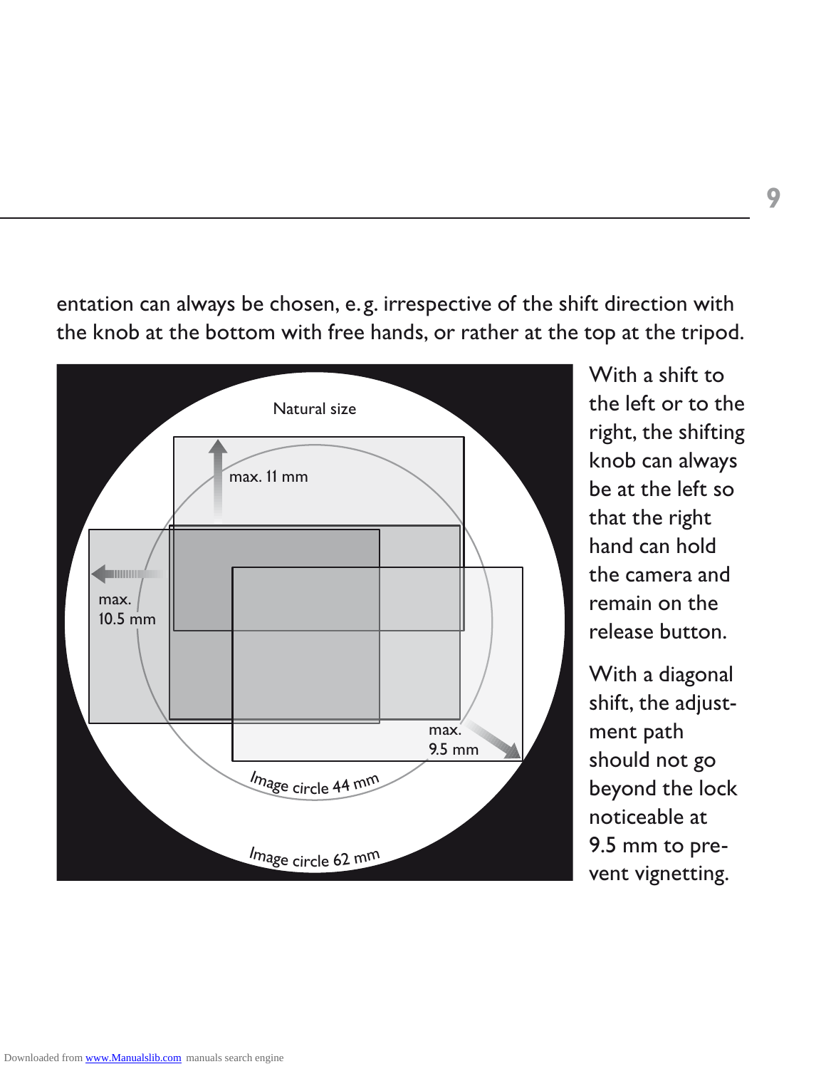entation can always be chosen, e.g. irrespective of the shift direction with the knob at the bottom with free hands, or rather at the top at the tripod.

Natural size

max. 11 mm

max. 10.5 mm

max. 9.5 mm

Image circle 44 mm

Image circle 62 mm

With a shift to the left or to the right, the shifting knob can always be at the left so that the right hand can hold the camera and remain on the release button.

With a diagonal shift, the adjustment path should not go beyond the lock noticeable at 9.5 mm to prevent vignetting.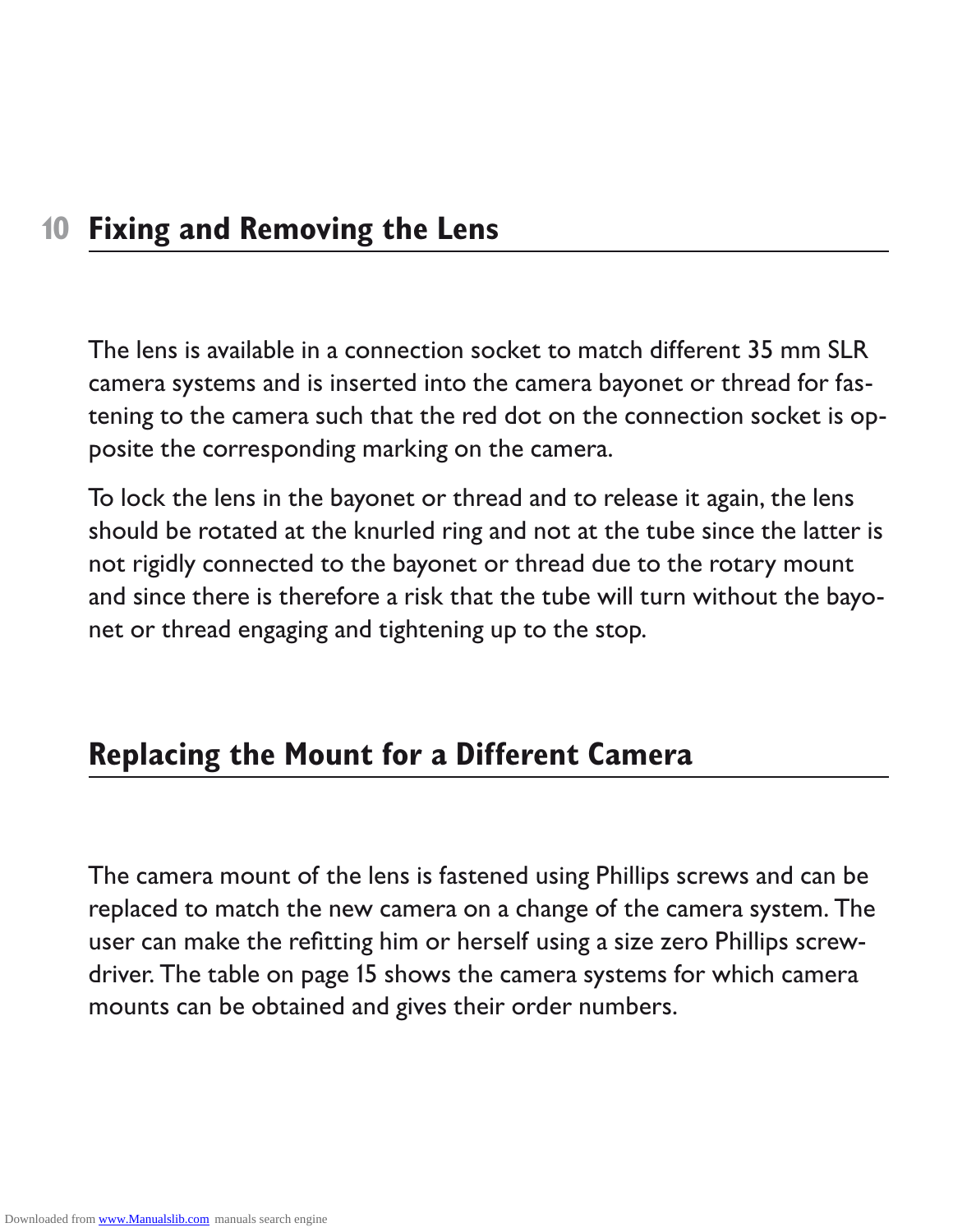## Fixing and Removing the Lens

The lens is available in a connection socket to match different 35 mm SLR camera systems and is inserted into the camera bayonet or thread for fastening to the camera such that the red dot on the connection socket is opposite the corresponding marking on the camera.

To lock the lens in the bayonet or thread and to release it again, the lens should be rotated at the knurled ring and not at the tube since the latter is not rigidly connected to the bayonet or thread due to the rotary mount and since there is therefore a risk that the tube will turn without the bayonet or thread engaging and tightening up to the stop.

## Replacing the Mount for a Different Camera

The camera mount of the lens is fastened using Phillips screws and can be replaced to match the new camera on a change of the camera system. The user can make the refitting him or herself using a size zero Phillips screwdriver. The table on page 15 shows the camera systems for which camera mounts can be obtained and gives their order numbers.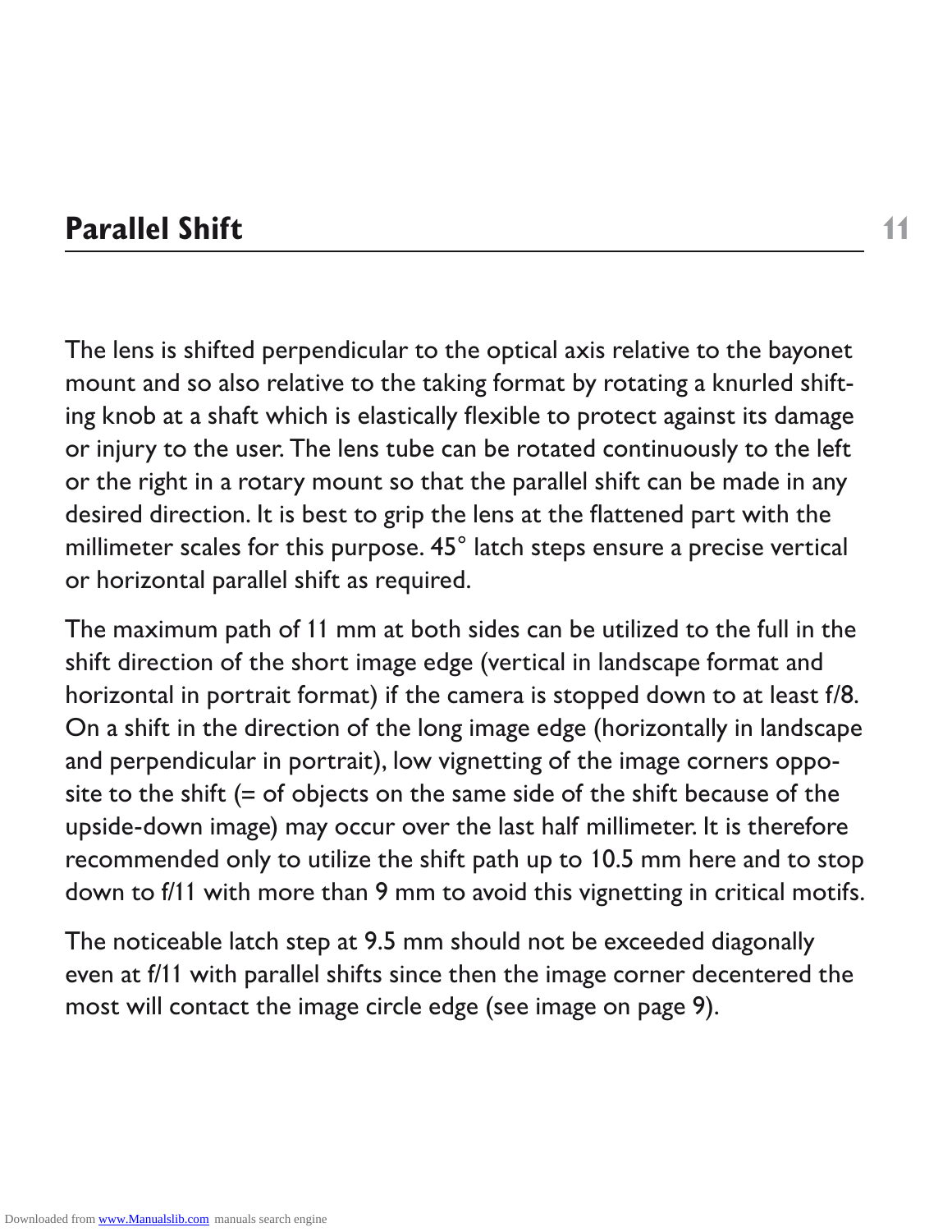## Parallel Shift

The lens is shifted perpendicular to the optical axis relative to the bayonet mount and so also relative to the taking format by rotating a knurled shifting knob at a shaft which is elastically flexible to protect against its damage or injury to the user. The lens tube can be rotated continuously to the left or the right in a rotary mount so that the parallel shift can be made in any desired direction. It is best to grip the lens at the flattened part with the millimeter scales for this purpose. 45° latch steps ensure a precise vertical or horizontal parallel shift as required.

The maximum path of 11 mm at both sides can be utilized to the full in the shift direction of the short image edge (vertical in landscape format and horizontal in portrait format) if the camera is stopped down to at least f/8. On a shift in the direction of the long image edge (horizontally in landscape and perpendicular in portrait), low vignetting of the image corners opposite to the shift (= of objects on the same side of the shift because of the upside-down image) may occur over the last half millimeter. It is therefore recommended only to utilize the shift path up to 10.5 mm here and to stop down to f/11 with more than 9 mm to avoid this vignetting in critical motifs.

The noticeable latch step at 9.5 mm should not be exceeded diagonally even at f/11 with parallel shifts since then the image corner decentered the most will contact the image circle edge (see image on page 9).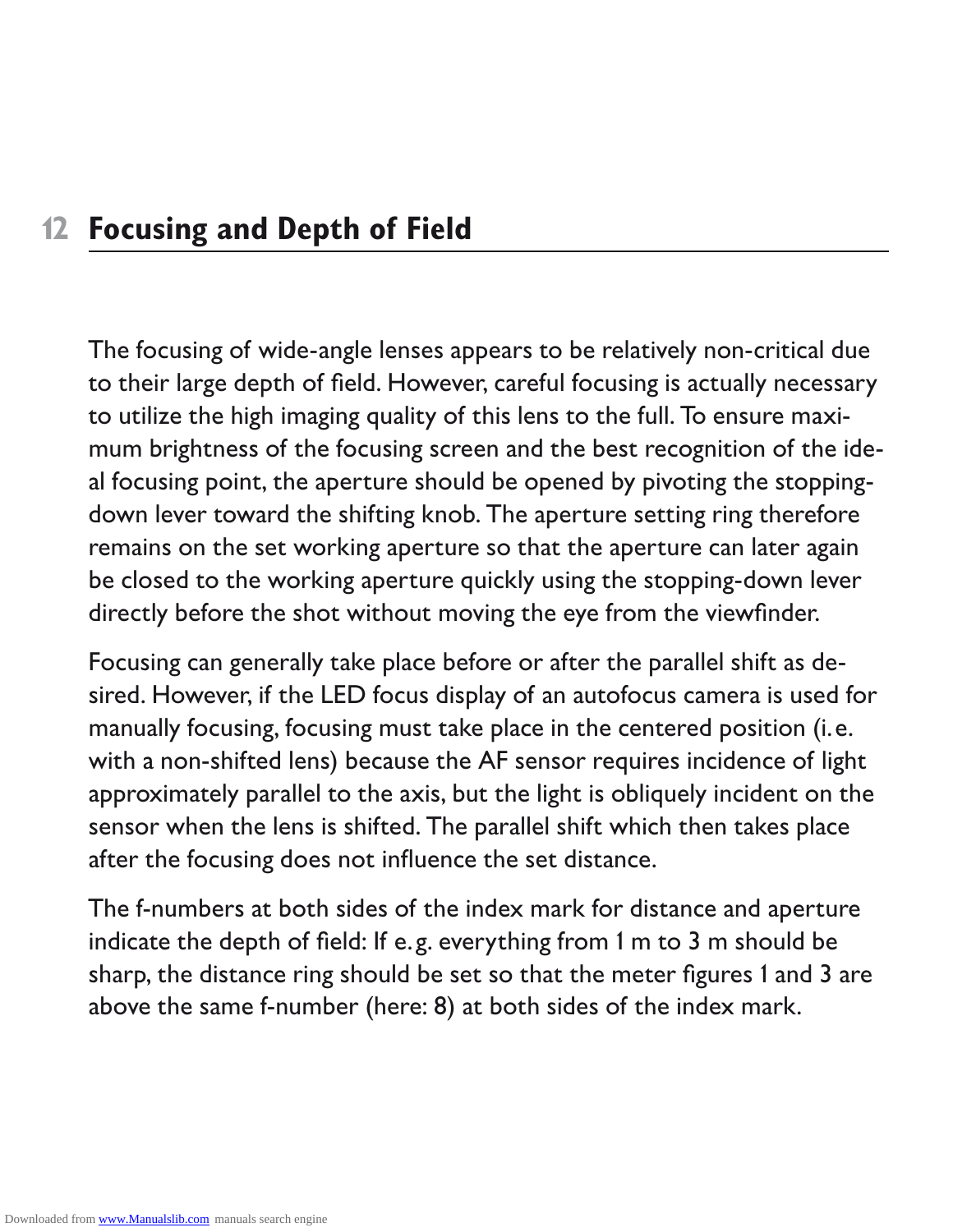# 12 Focusing and Depth of Field

The focusing of wide-angle lenses appears to be relatively non-critical due to their large depth of field. However, careful focusing is actually necessary to utilize the high imaging quality of this lens to the full. To ensure maximum brightness of the focusing screen and the best recognition of the ideal focusing point, the aperture should be opened by pivoting the stopping-down lever toward the shifting knob. The aperture setting ring therefore remains on the set working aperture so that the aperture can later again be closed to the working aperture quickly using the stopping-down lever directly before the shot without moving the eye from the viewfinder.

Focusing can generally take place before or after the parallel shift as desired. However, if the LED focus display of an autofocus camera is used for manually focusing, focusing must take place in the centered position (i. e. with a non-shifted lens) because the AF sensor requires incidence of light approximately parallel to the axis, but the light is obliquely incident on the sensor when the lens is shifted. The parallel shift which then takes place after the focusing does not influence the set distance.

The f-numbers at both sides of the index mark for distance and aperture indicate the depth of field: If e. g. everything from 1 m to 3 m should be sharp, the distance ring should be set so that the meter figures 1 and 3 are above the same f-number (here: 8) at both sides of the index mark.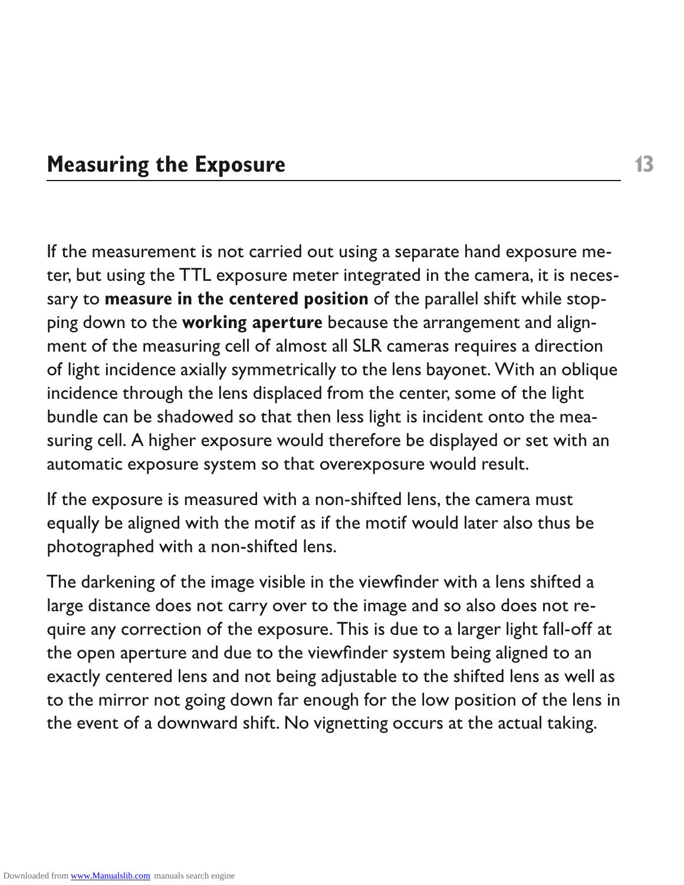## Measuring the Exposure

If the measurement is not carried out using a separate hand exposure meter, but using the TTL exposure meter integrated in the camera, it is necessary to **measure in the centered position** of the parallel shift while stopping down to the **working aperture** because the arrangement and alignment of the measuring cell of almost all SLR cameras requires a direction of light incidence axially symmetrically to the lens bayonet. With an oblique incidence through the lens displaced from the center, some of the light bundle can be shadowed so that then less light is incident onto the measuring cell. A higher exposure would therefore be displayed or set with an automatic exposure system so that overexposure would result.

If the exposure is measured with a non-shifted lens, the camera must equally be aligned with the motif as if the motif would later also thus be photographed with a non-shifted lens.

The darkening of the image visible in the viewfinder with a lens shifted a large distance does not carry over to the image and so also does not require any correction of the exposure. This is due to a larger light fall-off at the open aperture and due to the viewfinder system being aligned to an exactly centered lens and not being adjustable to the shifted lens as well as to the mirror not going down far enough for the low position of the lens in the event of a downward shift. No vignetting occurs at the actual taking.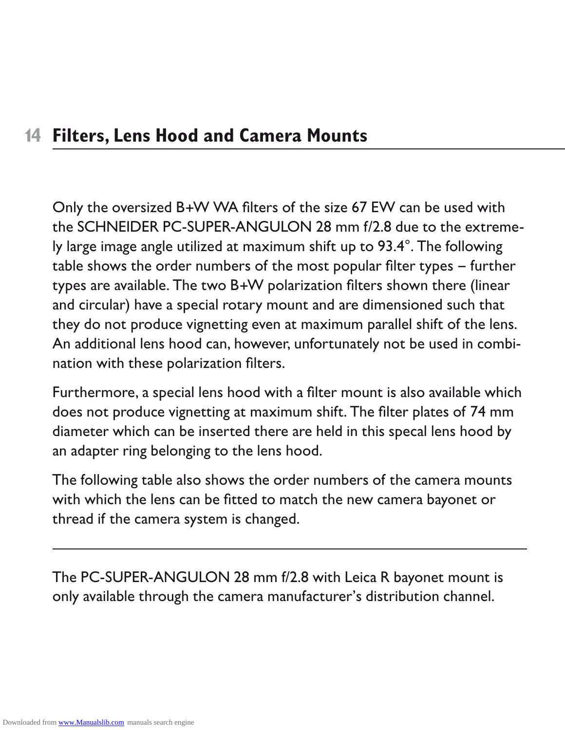## 14 Filters, Lens Hood and Camera Mounts

Only the oversized B+W WA filters of the size 67 EW can be used with the SCHNEIDER PC-SUPER-ANGULON 28 mm f/2.8 due to the extremely large image angle utilized at maximum shift up to 93.4°. The following table shows the order numbers of the most popular filter types – further types are available. The two B+W polarization filters shown there (linear and circular) have a special rotary mount and are dimensioned such that they do not produce vignetting even at maximum parallel shift of the lens. An additional lens hood can, however, unfortunately not be used in combination with these polarization filters.

Furthermore, a special lens hood with a filter mount is also available which does not produce vignetting at maximum shift. The filter plates of 74 mm diameter which can be inserted there are held in this specal lens hood by an adapter ring belonging to the lens hood.

The following table also shows the order numbers of the camera mounts with which the lens can be fitted to match the new camera bayonet or thread if the camera system is changed.

---

The PC-SUPER-ANGULON 28 mm f/2.8 with Leica R bayonet mount is only available through the camera manufacturer's distribution channel.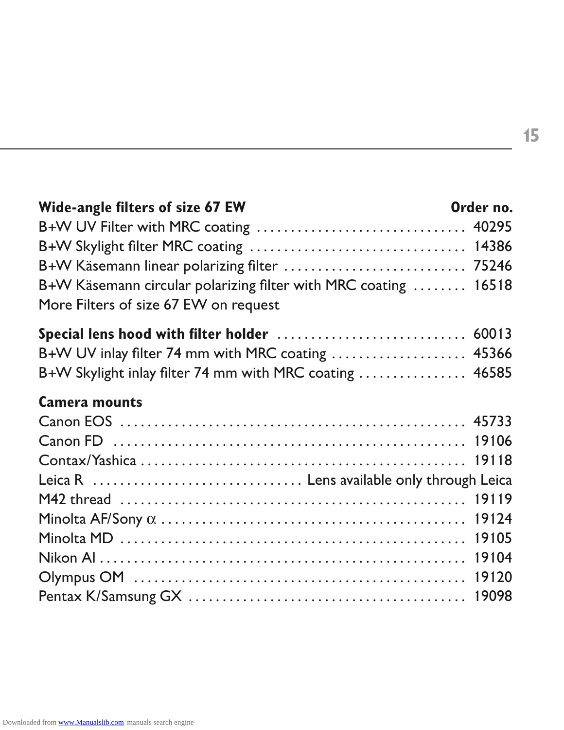| **Wide-angle filters of size 67 EW** | **Order no.** |
|---|---|
| B+W UV Filter with MRC coating | 40295 |
| B+W Skylight filter MRC coating | 14386 |
| B+W Käsemann linear polarizing filter | 75246 |
| B+W Käsemann circular polarizing filter with MRC coating | 16518 |
| More Filters of size 67 EW on request | |
| **Special lens hood with filter holder** | 60013 |
| B+W UV inlay filter 74 mm with MRC coating | 45366 |
| B+W Skylight inlay filter 74 mm with MRC coating | 46585 |
| **Camera mounts** | |
| Canon EOS | 45733 |
| Canon FD | 19106 |
| Contax/Yashica | 19118 |
| Leica R | Lens available only through Leica |
| M42 thread | 19119 |
| Minolta AF/Sony α | 19124 |
| Minolta MD | 19105 |
| Nikon AI | 19104 |
| Olympus OM | 19120 |
| Pentax K/Samsung GX | 19098 |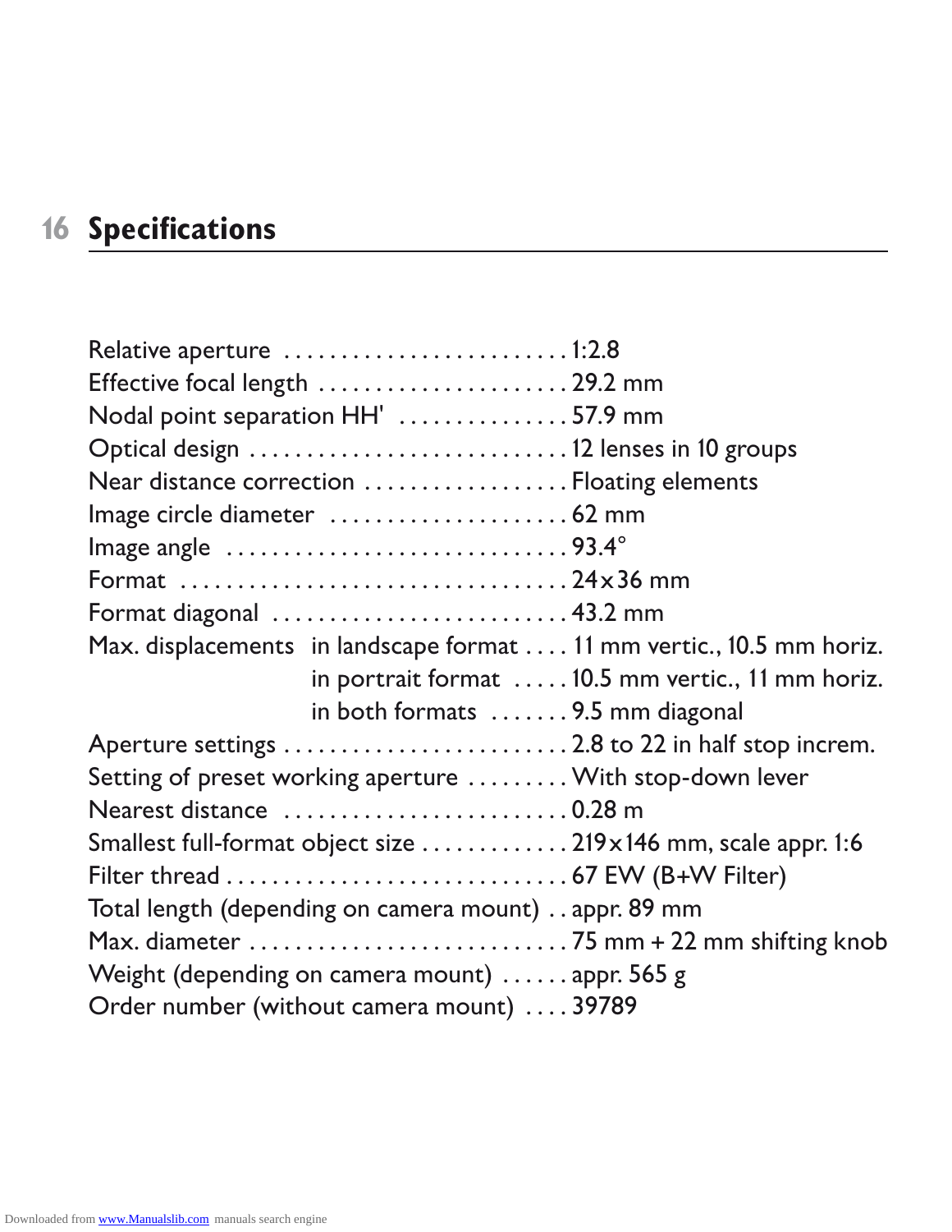# Specifications

| | | |
|---|---|---|
| Relative aperture | | 1:2.8 |
| Effective focal length | | 29.2 mm |
| Nodal point separation HH' | | 57.9 mm |
| Optical design | | 12 lenses in 10 groups |
| Near distance correction | | Floating elements |
| Image circle diameter | | 62 mm |
| Image angle | | 93.4° |
| Format | | 24x36 mm |
| Format diagonal | | 43.2 mm |
| Max. displacements | in landscape format | 11 mm vertic., 10.5 mm horiz. |
| | in portrait format | 10.5 mm vertic., 11 mm horiz. |
| | in both formats | 9.5 mm diagonal |
| Aperture settings | | 2.8 to 22 in half stop increm. |
| Setting of preset working aperture | | With stop-down lever |
| Nearest distance | | 0.28 m |
| Smallest full-format object size | | 219x146 mm, scale appr. 1:6 |
| Filter thread | | 67 EW (B+W Filter) |
| Total length (depending on camera mount) | | appr. 89 mm |
| Max. diameter | | 75 mm + 22 mm shifting knob |
| Weight (depending on camera mount) | | appr. 565 g |
| Order number (without camera mount) | | 39789 |